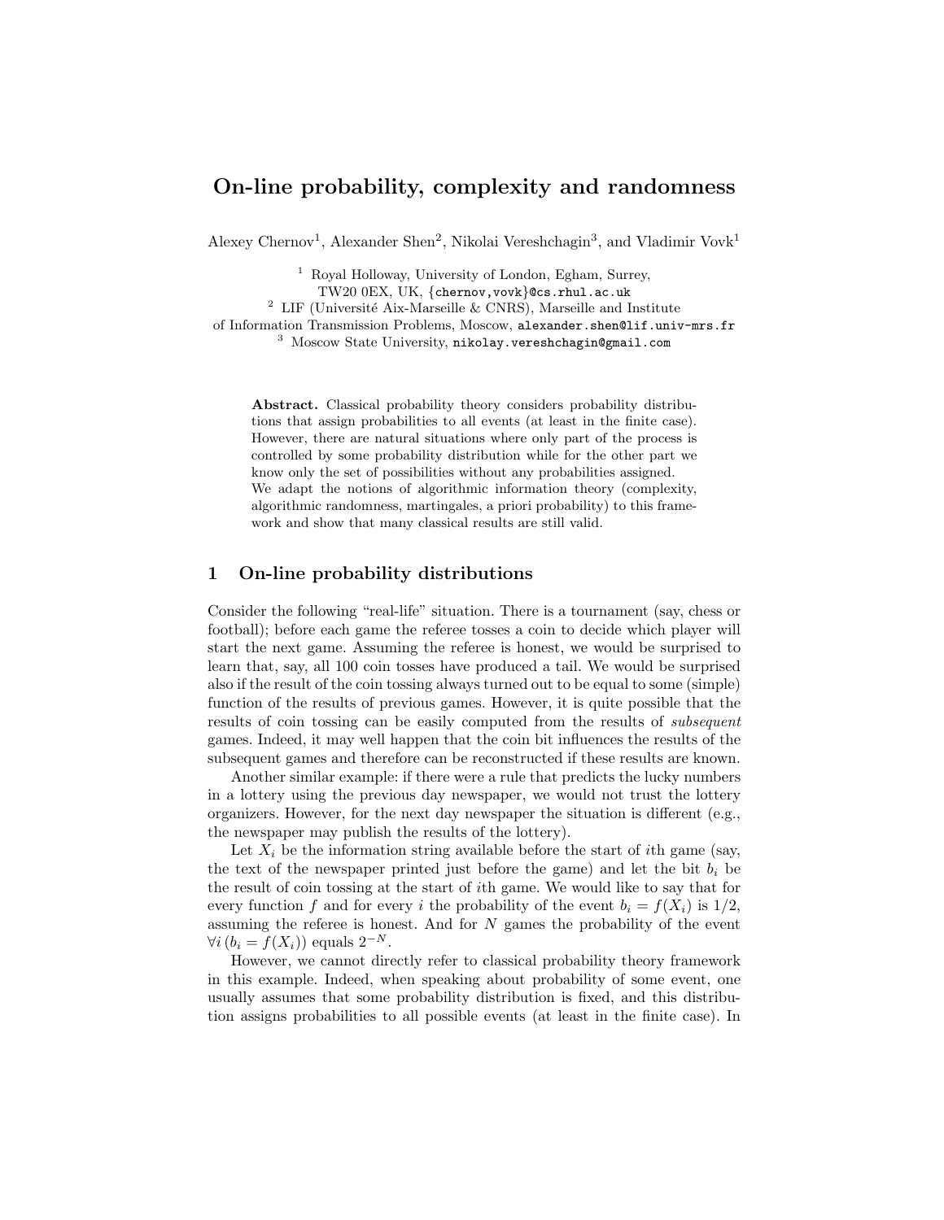# On-line probability, complexity and randomness

Alexey Chernov[1], Alexander Shen[2], Nikolai Vereshchagin[3], and Vladimir Vovk[1]

[1] Royal Holloway, University of London, Egham, Surrey, TW20 0EX, UK, {chernov,vovk}@cs.rhul.ac.uk

[2] LIF (Université Aix-Marseille & CNRS), Marseille and Institute of Information Transmission Problems, Moscow, alexander.shen@lif.univ-mrs.fr

[3] Moscow State University, nikolay.vereshchagin@gmail.com

**Abstract.** Classical probability theory considers probability distributions that assign probabilities to all events (at least in the finite case). However, there are natural situations where only part of the process is controlled by some probability distribution while for the other part we know only the set of possibilities without any probabilities assigned. We adapt the notions of algorithmic information theory (complexity, algorithmic randomness, martingales, a priori probability) to this framework and show that many classical results are still valid.

## 1 On-line probability distributions

Consider the following "real-life" situation. There is a tournament (say, chess or football); before each game the referee tosses a coin to decide which player will start the next game. Assuming the referee is honest, we would be surprised to learn that, say, all 100 coin tosses have produced a tail. We would be surprised also if the result of the coin tossing always turned out to be equal to some (simple) function of the results of previous games. However, it is quite possible that the results of coin tossing can be easily computed from the results of *subsequent* games. Indeed, it may well happen that the coin bit influences the results of the subsequent games and therefore can be reconstructed if these results are known.

Another similar example: if there were a rule that predicts the lucky numbers in a lottery using the previous day newspaper, we would not trust the lottery organizers. However, for the next day newspaper the situation is different (e.g., the newspaper may publish the results of the lottery).

Let $X_i$ be the information string available before the start of $i$th game (say, the text of the newspaper printed just before the game) and let the bit $b_i$ be the result of coin tossing at the start of $i$th game. We would like to say that for every function $f$ and for every $i$ the probability of the event $b_i = f(X_i)$ is $1/2$, assuming the referee is honest. And for $N$ games the probability of the event $\forall i\,(b_i = f(X_i))$ equals $2^{-N}$.

However, we cannot directly refer to classical probability theory framework in this example. Indeed, when speaking about probability of some event, one usually assumes that some probability distribution is fixed, and this distribution assigns probabilities to all possible events (at least in the finite case). In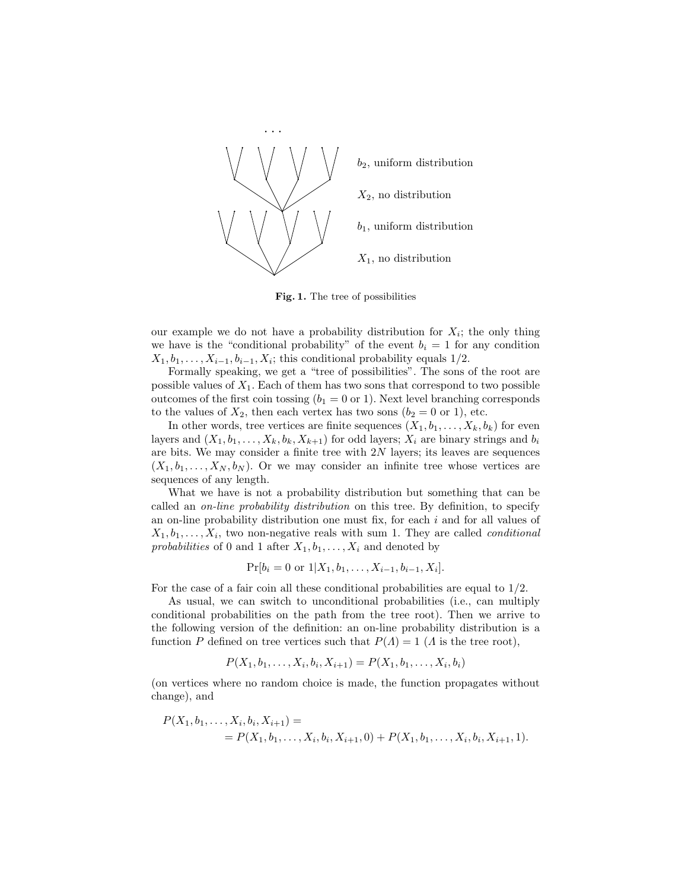. . .

$b_2$, uniform distribution

$X_2$, no distribution

$b_1$, uniform distribution

$X_1$, no distribution

**Fig. 1.** The tree of possibilities

our example we do not have a probability distribution for $X_i$; the only thing we have is the "conditional probability" of the event $b_i = 1$ for any condition $X_1, b_1, \ldots, X_{i-1}, b_{i-1}, X_i$; this conditional probability equals 1/2.

Formally speaking, we get a "tree of possibilities". The sons of the root are possible values of $X_1$. Each of them has two sons that correspond to two possible outcomes of the first coin tossing ($b_1 = 0$ or 1). Next level branching corresponds to the values of $X_2$, then each vertex has two sons ($b_2 = 0$ or 1), etc.

In other words, tree vertices are finite sequences $(X_1, b_1, \ldots, X_k, b_k)$ for even layers and $(X_1, b_1, \ldots, X_k, b_k, X_{k+1})$ for odd layers; $X_i$ are binary strings and $b_i$ are bits. We may consider a finite tree with $2N$ layers; its leaves are sequences $(X_1, b_1, \ldots, X_N, b_N)$. Or we may consider an infinite tree whose vertices are sequences of any length.

What we have is not a probability distribution but something that can be called an *on-line probability distribution* on this tree. By definition, to specify an on-line probability distribution one must fix, for each $i$ and for all values of $X_1, b_1, \ldots, X_i$, two non-negative reals with sum 1. They are called *conditional probabilities* of 0 and 1 after $X_1, b_1, \ldots, X_i$ and denoted by

$$\Pr[b_i = 0 \text{ or } 1 | X_1, b_1, \ldots, X_{i-1}, b_{i-1}, X_i].$$

For the case of a fair coin all these conditional probabilities are equal to 1/2.

As usual, we can switch to unconditional probabilities (i.e., can multiply conditional probabilities on the path from the tree root). Then we arrive to the following version of the definition: an on-line probability distribution is a function $P$ defined on tree vertices such that $P(\Lambda) = 1$ ($\Lambda$ is the tree root),

$$P(X_1, b_1, \ldots, X_i, b_i, X_{i+1}) = P(X_1, b_1, \ldots, X_i, b_i)$$

(on vertices where no random choice is made, the function propagates without change), and

$$\begin{aligned} P(X_1, b_1, \ldots, X_i, b_i, X_{i+1}) = \\ = P(X_1, b_1, \ldots, X_i, b_i, X_{i+1}, 0) + P(X_1, b_1, \ldots, X_i, b_i, X_{i+1}, 1). \end{aligned}$$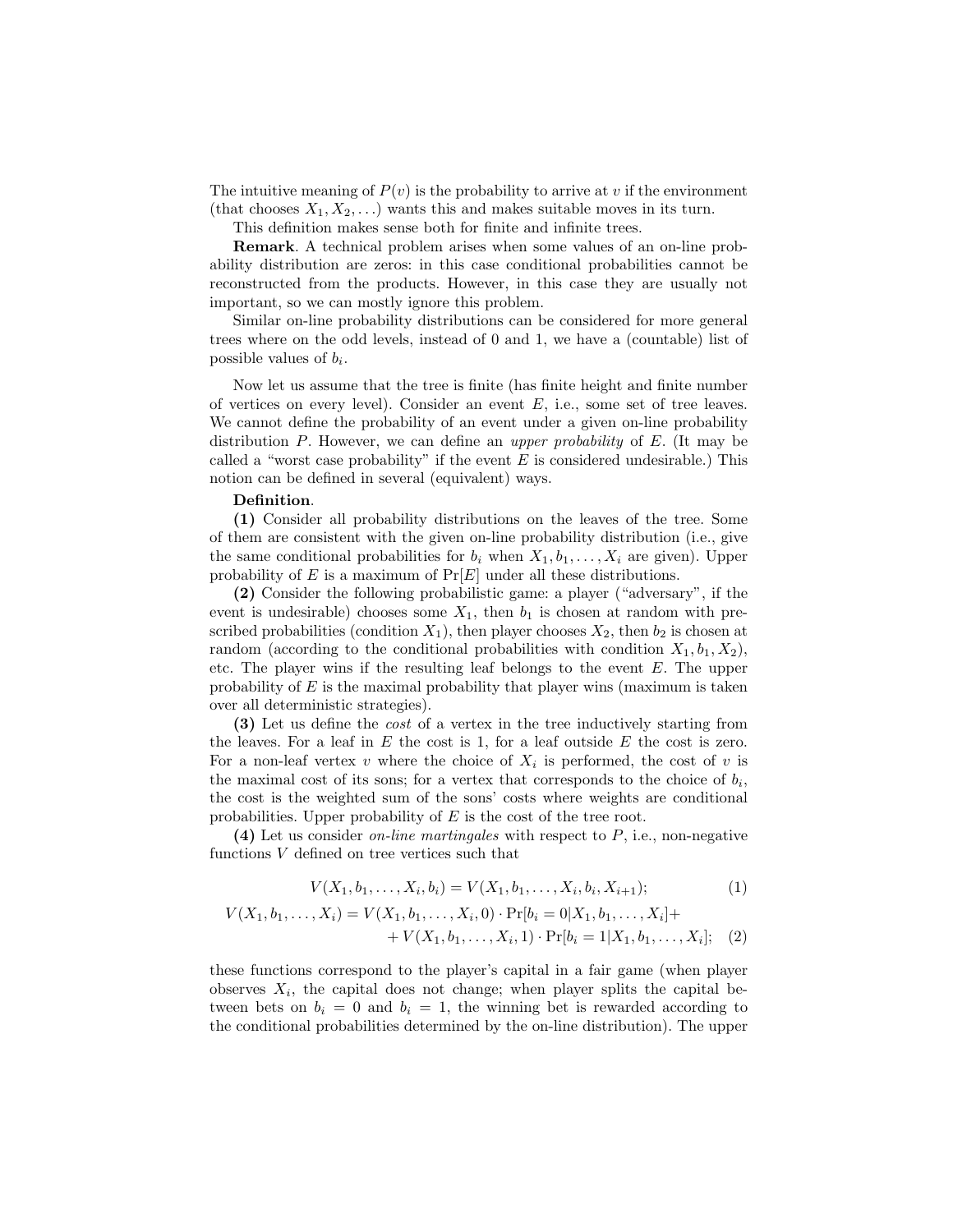The intuitive meaning of $P(v)$ is the probability to arrive at $v$ if the environment (that chooses $X_1, X_2, \ldots$) wants this and makes suitable moves in its turn.

This definition makes sense both for finite and infinite trees.

**Remark**. A technical problem arises when some values of an on-line probability distribution are zeros: in this case conditional probabilities cannot be reconstructed from the products. However, in this case they are usually not important, so we can mostly ignore this problem.

Similar on-line probability distributions can be considered for more general trees where on the odd levels, instead of 0 and 1, we have a (countable) list of possible values of $b_i$.

Now let us assume that the tree is finite (has finite height and finite number of vertices on every level). Consider an event $E$, i.e., some set of tree leaves. We cannot define the probability of an event under a given on-line probability distribution $P$. However, we can define an *upper probability* of $E$. (It may be called a "worst case probability" if the event $E$ is considered undesirable.) This notion can be defined in several (equivalent) ways.

**Definition**.

**(1)** Consider all probability distributions on the leaves of the tree. Some of them are consistent with the given on-line probability distribution (i.e., give the same conditional probabilities for $b_i$ when $X_1, b_1, \ldots, X_i$ are given). Upper probability of $E$ is a maximum of $\Pr[E]$ under all these distributions.

**(2)** Consider the following probabilistic game: a player ("adversary", if the event is undesirable) chooses some $X_1$, then $b_1$ is chosen at random with prescribed probabilities (condition $X_1$), then player chooses $X_2$, then $b_2$ is chosen at random (according to the conditional probabilities with condition $X_1, b_1, X_2$), etc. The player wins if the resulting leaf belongs to the event $E$. The upper probability of $E$ is the maximal probability that player wins (maximum is taken over all deterministic strategies).

**(3)** Let us define the *cost* of a vertex in the tree inductively starting from the leaves. For a leaf in $E$ the cost is 1, for a leaf outside $E$ the cost is zero. For a non-leaf vertex $v$ where the choice of $X_i$ is performed, the cost of $v$ is the maximal cost of its sons; for a vertex that corresponds to the choice of $b_i$, the cost is the weighted sum of the sons' costs where weights are conditional probabilities. Upper probability of $E$ is the cost of the tree root.

**(4)** Let us consider *on-line martingales* with respect to $P$, i.e., non-negative functions $V$ defined on tree vertices such that

$$V(X_1, b_1, \ldots, X_i, b_i) = V(X_1, b_1, \ldots, X_i, b_i, X_{i+1}); \tag{1}$$

$$\begin{aligned} V(X_1, b_1, \ldots, X_i) = V(X_1, b_1, \ldots, X_i, 0) \cdot \Pr[b_i = 0 | X_1, b_1, \ldots, X_i] + \\ + V(X_1, b_1, \ldots, X_i, 1) \cdot \Pr[b_i = 1 | X_1, b_1, \ldots, X_i]; \end{aligned} \tag{2}$$

these functions correspond to the player's capital in a fair game (when player observes $X_i$, the capital does not change; when player splits the capital between bets on $b_i = 0$ and $b_i = 1$, the winning bet is rewarded according to the conditional probabilities determined by the on-line distribution). The upper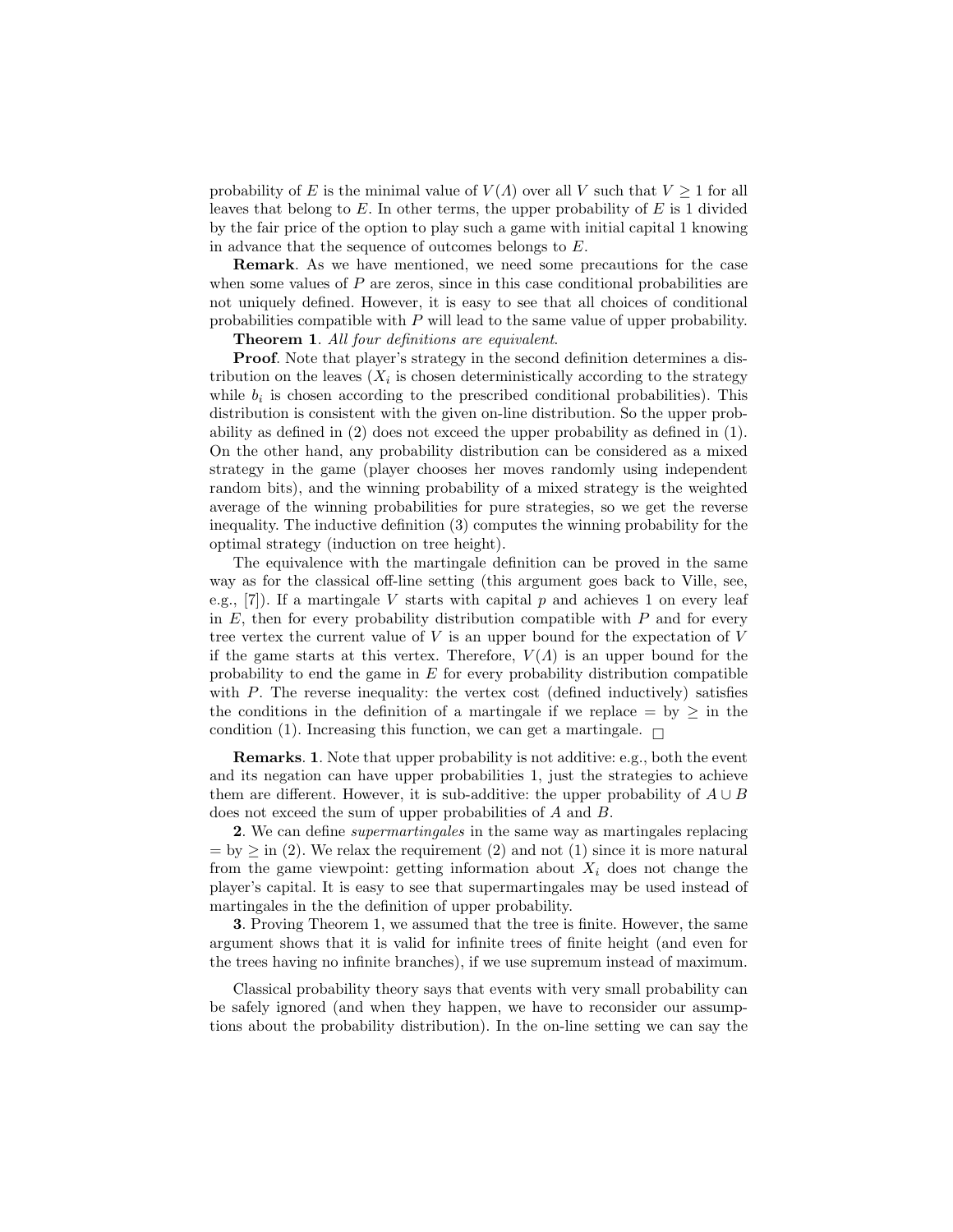probability of $E$ is the minimal value of $V(\Lambda)$ over all $V$ such that $V \geq 1$ for all leaves that belong to $E$. In other terms, the upper probability of $E$ is 1 divided by the fair price of the option to play such a game with initial capital 1 knowing in advance that the sequence of outcomes belongs to $E$.

**Remark**. As we have mentioned, we need some precautions for the case when some values of $P$ are zeros, since in this case conditional probabilities are not uniquely defined. However, it is easy to see that all choices of conditional probabilities compatible with $P$ will lead to the same value of upper probability.

**Theorem 1**. *All four definitions are equivalent.*

**Proof**. Note that player's strategy in the second definition determines a distribution on the leaves ($X_i$ is chosen deterministically according to the strategy while $b_i$ is chosen according to the prescribed conditional probabilities). This distribution is consistent with the given on-line distribution. So the upper probability as defined in (2) does not exceed the upper probability as defined in (1). On the other hand, any probability distribution can be considered as a mixed strategy in the game (player chooses her moves randomly using independent random bits), and the winning probability of a mixed strategy is the weighted average of the winning probabilities for pure strategies, so we get the reverse inequality. The inductive definition (3) computes the winning probability for the optimal strategy (induction on tree height).

The equivalence with the martingale definition can be proved in the same way as for the classical off-line setting (this argument goes back to Ville, see, e.g., [7]). If a martingale $V$ starts with capital $p$ and achieves 1 on every leaf in $E$, then for every probability distribution compatible with $P$ and for every tree vertex the current value of $V$ is an upper bound for the expectation of $V$ if the game starts at this vertex. Therefore, $V(\Lambda)$ is an upper bound for the probability to end the game in $E$ for every probability distribution compatible with $P$. The reverse inequality: the vertex cost (defined inductively) satisfies the conditions in the definition of a martingale if we replace $=$ by $\geq$ in the condition (1). Increasing this function, we can get a martingale. □

**Remarks**. **1**. Note that upper probability is not additive: e.g., both the event and its negation can have upper probabilities 1, just the strategies to achieve them are different. However, it is sub-additive: the upper probability of $A \cup B$ does not exceed the sum of upper probabilities of $A$ and $B$.

**2**. We can define *supermartingales* in the same way as martingales replacing $=$ by $\geq$ in (2). We relax the requirement (2) and not (1) since it is more natural from the game viewpoint: getting information about $X_i$ does not change the player's capital. It is easy to see that supermartingales may be used instead of martingales in the the definition of upper probability.

**3**. Proving Theorem 1, we assumed that the tree is finite. However, the same argument shows that it is valid for infinite trees of finite height (and even for the trees having no infinite branches), if we use supremum instead of maximum.

Classical probability theory says that events with very small probability can be safely ignored (and when they happen, we have to reconsider our assumptions about the probability distribution). In the on-line setting we can say the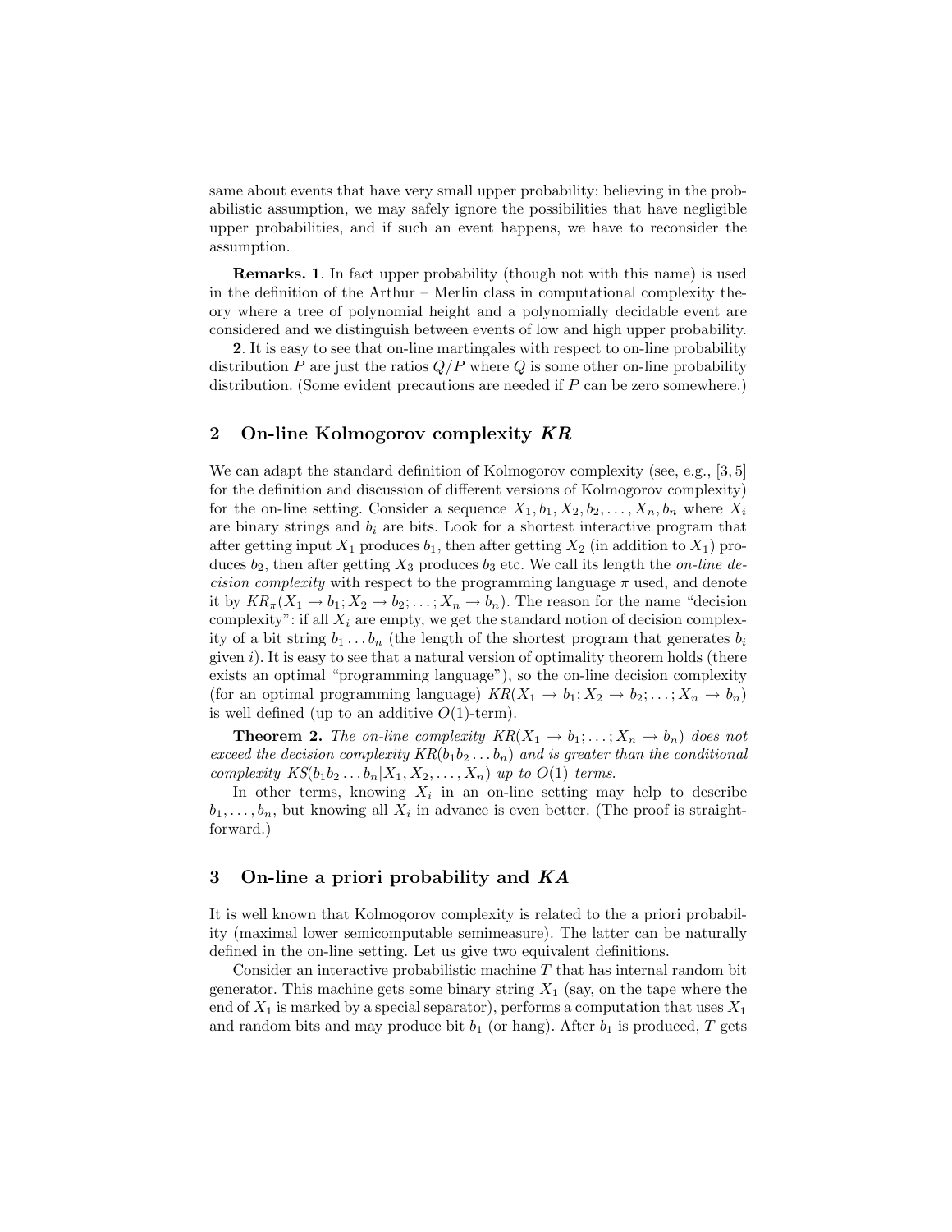same about events that have very small upper probability: believing in the probabilistic assumption, we may safely ignore the possibilities that have negligible upper probabilities, and if such an event happens, we have to reconsider the assumption.

**Remarks. 1**. In fact upper probability (though not with this name) is used in the definition of the Arthur – Merlin class in computational complexity theory where a tree of polynomial height and a polynomially decidable event are considered and we distinguish between events of low and high upper probability.

**2**. It is easy to see that on-line martingales with respect to on-line probability distribution $P$ are just the ratios $Q/P$ where $Q$ is some other on-line probability distribution. (Some evident precautions are needed if $P$ can be zero somewhere.)

## 2 On-line Kolmogorov complexity *KR*

We can adapt the standard definition of Kolmogorov complexity (see, e.g., [3, 5] for the definition and discussion of different versions of Kolmogorov complexity) for the on-line setting. Consider a sequence $X_1, b_1, X_2, b_2, \ldots, X_n, b_n$ where $X_i$ are binary strings and $b_i$ are bits. Look for a shortest interactive program that after getting input $X_1$ produces $b_1$, then after getting $X_2$ (in addition to $X_1$) produces $b_2$, then after getting $X_3$ produces $b_3$ etc. We call its length the *on-line decision complexity* with respect to the programming language $\pi$ used, and denote it by $KR_\pi(X_1 \to b_1; X_2 \to b_2; \ldots; X_n \to b_n)$. The reason for the name "decision complexity": if all $X_i$ are empty, we get the standard notion of decision complexity of a bit string $b_1 \ldots b_n$ (the length of the shortest program that generates $b_i$ given $i$). It is easy to see that a natural version of optimality theorem holds (there exists an optimal "programming language"), so the on-line decision complexity (for an optimal programming language) $KR(X_1 \to b_1; X_2 \to b_2; \ldots; X_n \to b_n)$ is well defined (up to an additive $O(1)$-term).

**Theorem 2.** *The on-line complexity $KR(X_1 \to b_1; \ldots; X_n \to b_n)$ does not exceed the decision complexity $KR(b_1 b_2 \ldots b_n)$ and is greater than the conditional complexity $KS(b_1 b_2 \ldots b_n | X_1, X_2, \ldots, X_n)$ up to $O(1)$ terms.*

In other terms, knowing $X_i$ in an on-line setting may help to describe $b_1, \ldots, b_n$, but knowing all $X_i$ in advance is even better. (The proof is straightforward.)

## 3 On-line a priori probability and *KA*

It is well known that Kolmogorov complexity is related to the a priori probability (maximal lower semicomputable semimeasure). The latter can be naturally defined in the on-line setting. Let us give two equivalent definitions.

Consider an interactive probabilistic machine $T$ that has internal random bit generator. This machine gets some binary string $X_1$ (say, on the tape where the end of $X_1$ is marked by a special separator), performs a computation that uses $X_1$ and random bits and may produce bit $b_1$ (or hang). After $b_1$ is produced, $T$ gets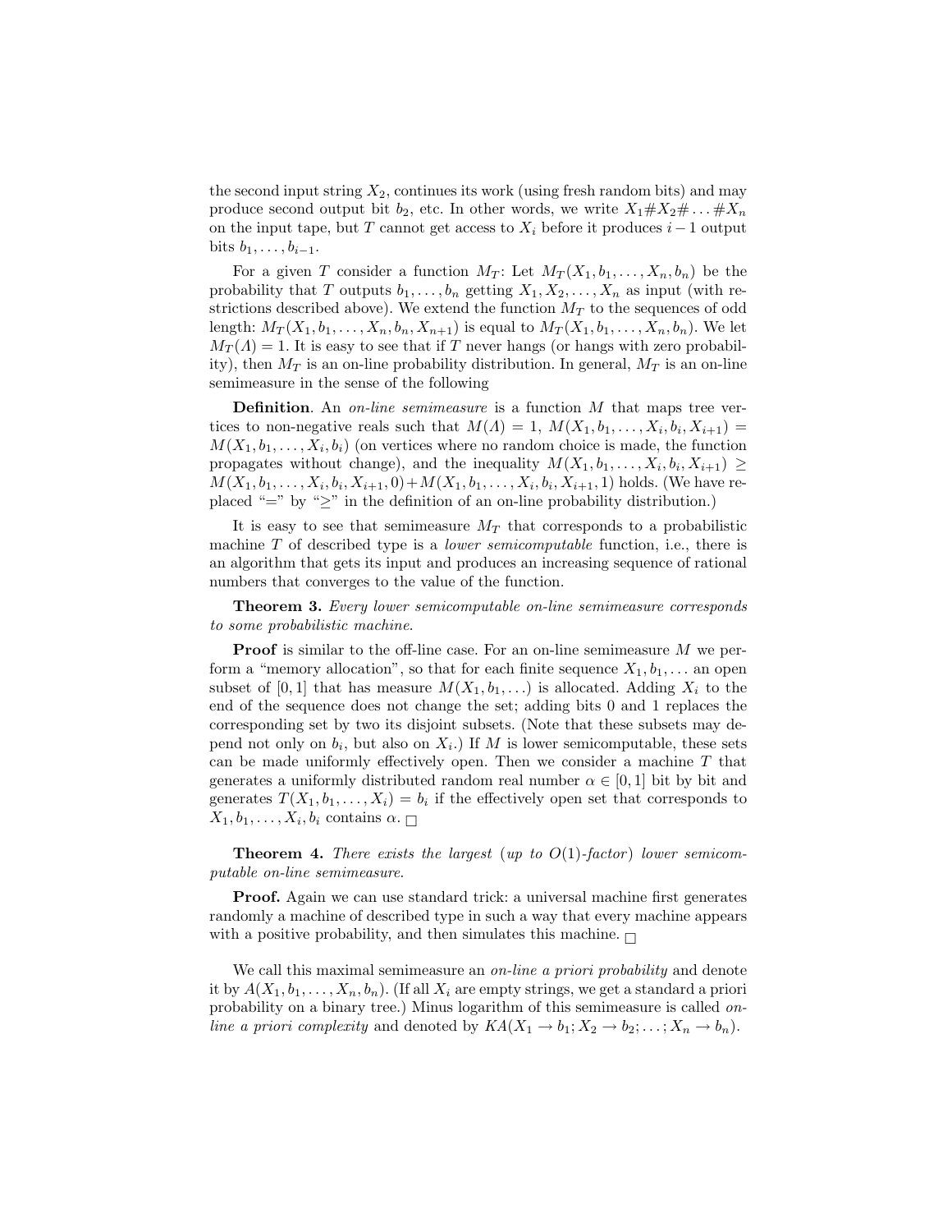the second input string $X_2$, continues its work (using fresh random bits) and may produce second output bit $b_2$, etc. In other words, we write $X_1\#X_2\#\ldots\#X_n$ on the input tape, but $T$ cannot get access to $X_i$ before it produces $i-1$ output bits $b_1,\ldots,b_{i-1}$.

For a given $T$ consider a function $M_T$: Let $M_T(X_1,b_1,\ldots,X_n,b_n)$ be the probability that $T$ outputs $b_1,\ldots,b_n$ getting $X_1,X_2,\ldots,X_n$ as input (with restrictions described above). We extend the function $M_T$ to the sequences of odd length: $M_T(X_1,b_1,\ldots,X_n,b_n,X_{n+1})$ is equal to $M_T(X_1,b_1,\ldots,X_n,b_n)$. We let $M_T(\Lambda)=1$. It is easy to see that if $T$ never hangs (or hangs with zero probability), then $M_T$ is an on-line probability distribution. In general, $M_T$ is an on-line semimeasure in the sense of the following

**Definition**. An *on-line semimeasure* is a function $M$ that maps tree vertices to non-negative reals such that $M(\Lambda)=1$, $M(X_1,b_1,\ldots,X_i,b_i,X_{i+1}) = M(X_1,b_1,\ldots,X_i,b_i)$ (on vertices where no random choice is made, the function propagates without change), and the inequality $M(X_1,b_1,\ldots,X_i,b_i,X_{i+1}) \geq M(X_1,b_1,\ldots,X_i,b_i,X_{i+1},0)+M(X_1,b_1,\ldots,X_i,b_i,X_{i+1},1)$ holds. (We have replaced "=" by "$\geq$" in the definition of an on-line probability distribution.)

It is easy to see that semimeasure $M_T$ that corresponds to a probabilistic machine $T$ of described type is a *lower semicomputable* function, i.e., there is an algorithm that gets its input and produces an increasing sequence of rational numbers that converges to the value of the function.

**Theorem 3.** *Every lower semicomputable on-line semimeasure corresponds to some probabilistic machine.*

**Proof** is similar to the off-line case. For an on-line semimeasure $M$ we perform a "memory allocation", so that for each finite sequence $X_1,b_1,\ldots$ an open subset of $[0,1]$ that has measure $M(X_1,b_1,\ldots)$ is allocated. Adding $X_i$ to the end of the sequence does not change the set; adding bits 0 and 1 replaces the corresponding set by two its disjoint subsets. (Note that these subsets may depend not only on $b_i$, but also on $X_i$.) If $M$ is lower semicomputable, these sets can be made uniformly effectively open. Then we consider a machine $T$ that generates a uniformly distributed random real number $\alpha\in[0,1]$ bit by bit and generates $T(X_1,b_1,\ldots,X_i)=b_i$ if the effectively open set that corresponds to $X_1,b_1,\ldots,X_i,b_i$ contains $\alpha$. □

**Theorem 4.** *There exists the largest* (*up to $O(1)$-factor*) *lower semicomputable on-line semimeasure.*

**Proof.** Again we can use standard trick: a universal machine first generates randomly a machine of described type in such a way that every machine appears with a positive probability, and then simulates this machine. □

We call this maximal semimeasure an *on-line a priori probability* and denote it by $A(X_1,b_1,\ldots,X_n,b_n)$. (If all $X_i$ are empty strings, we get a standard a priori probability on a binary tree.) Minus logarithm of this semimeasure is called *on-line a priori complexity* and denoted by $KA(X_1\to b_1;X_2\to b_2;\ldots;X_n\to b_n)$.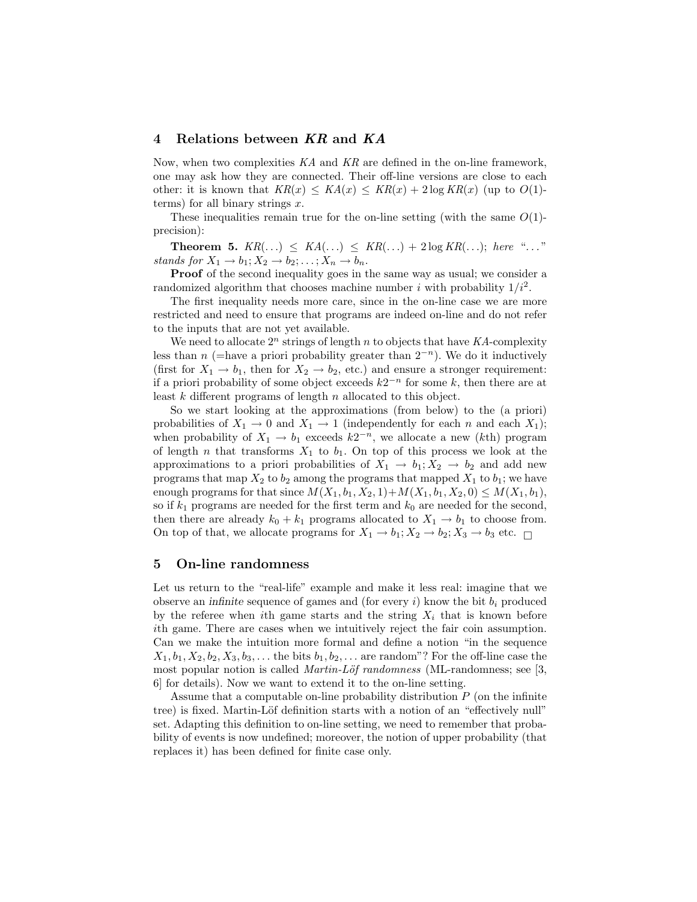## 4 Relations between *KR* and *KA*

Now, when two complexities $KA$ and $KR$ are defined in the on-line framework, one may ask how they are connected. Their off-line versions are close to each other: it is known that $KR(x) \le KA(x) \le KR(x) + 2\log KR(x)$ (up to $O(1)$-terms) for all binary strings $x$.

These inequalities remain true for the on-line setting (with the same $O(1)$-precision):

**Theorem 5.** *$KR(\ldots) \le KA(\ldots) \le KR(\ldots) + 2\log KR(\ldots)$; here "$\ldots$" stands for $X_1 \to b_1; X_2 \to b_2; \ldots; X_n \to b_n$.*

**Proof** of the second inequality goes in the same way as usual; we consider a randomized algorithm that chooses machine number $i$ with probability $1/i^2$.

The first inequality needs more care, since in the on-line case we are more restricted and need to ensure that programs are indeed on-line and do not refer to the inputs that are not yet available.

We need to allocate $2^n$ strings of length $n$ to objects that have $KA$-complexity less than $n$ (=have a priori probability greater than $2^{-n}$). We do it inductively (first for $X_1 \to b_1$, then for $X_2 \to b_2$, etc.) and ensure a stronger requirement: if a priori probability of some object exceeds $k2^{-n}$ for some $k$, then there are at least $k$ different programs of length $n$ allocated to this object.

So we start looking at the approximations (from below) to the (a priori) probabilities of $X_1 \to 0$ and $X_1 \to 1$ (independently for each $n$ and each $X_1$); when probability of $X_1 \to b_1$ exceeds $k2^{-n}$, we allocate a new ($k$th) program of length $n$ that transforms $X_1$ to $b_1$. On top of this process we look at the approximations to a priori probabilities of $X_1 \to b_1; X_2 \to b_2$ and add new programs that map $X_2$ to $b_2$ among the programs that mapped $X_1$ to $b_1$; we have enough programs for that since $M(X_1, b_1, X_2, 1) + M(X_1, b_1, X_2, 0) \le M(X_1, b_1)$, so if $k_1$ programs are needed for the first term and $k_0$ are needed for the second, then there are already $k_0 + k_1$ programs allocated to $X_1 \to b_1$ to choose from. On top of that, we allocate programs for $X_1 \to b_1; X_2 \to b_2; X_3 \to b_3$ etc. $\square$

## 5 On-line randomness

Let us return to the "real-life" example and make it less real: imagine that we observe an *infinite* sequence of games and (for every $i$) know the bit $b_i$ produced by the referee when $i$th game starts and the string $X_i$ that is known before $i$th game. There are cases when we intuitively reject the fair coin assumption. Can we make the intuition more formal and define a notion "in the sequence $X_1, b_1, X_2, b_2, X_3, b_3, \ldots$ the bits $b_1, b_2, \ldots$ are random"? For the off-line case the most popular notion is called *Martin-Löf randomness* (ML-randomness; see [3, 6] for details). Now we want to extend it to the on-line setting.

Assume that a computable on-line probability distribution $P$ (on the infinite tree) is fixed. Martin-Löf definition starts with a notion of an "effectively null" set. Adapting this definition to on-line setting, we need to remember that probability of events is now undefined; moreover, the notion of upper probability (that replaces it) has been defined for finite case only.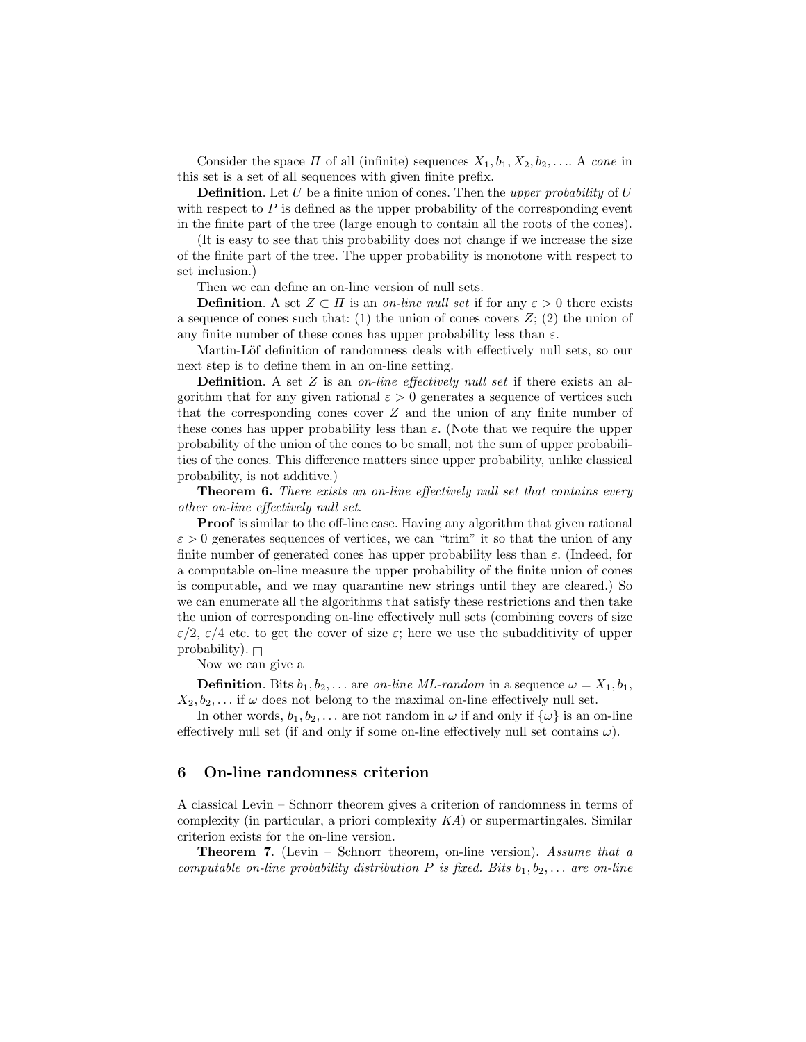Consider the space $\Pi$ of all (infinite) sequences $X_1, b_1, X_2, b_2, \ldots$. A *cone* in this set is a set of all sequences with given finite prefix.

**Definition**. Let $U$ be a finite union of cones. Then the *upper probability* of $U$ with respect to $P$ is defined as the upper probability of the corresponding event in the finite part of the tree (large enough to contain all the roots of the cones).

(It is easy to see that this probability does not change if we increase the size of the finite part of the tree. The upper probability is monotone with respect to set inclusion.)

Then we can define an on-line version of null sets.

**Definition**. A set $Z \subset \Pi$ is an *on-line null set* if for any $\varepsilon > 0$ there exists a sequence of cones such that: (1) the union of cones covers $Z$; (2) the union of any finite number of these cones has upper probability less than $\varepsilon$.

Martin-Löf definition of randomness deals with effectively null sets, so our next step is to define them in an on-line setting.

**Definition**. A set $Z$ is an *on-line effectively null set* if there exists an algorithm that for any given rational $\varepsilon > 0$ generates a sequence of vertices such that the corresponding cones cover $Z$ and the union of any finite number of these cones has upper probability less than $\varepsilon$. (Note that we require the upper probability of the union of the cones to be small, not the sum of upper probabilities of the cones. This difference matters since upper probability, unlike classical probability, is not additive.)

**Theorem 6.** *There exists an on-line effectively null set that contains every other on-line effectively null set.*

**Proof** is similar to the off-line case. Having any algorithm that given rational $\varepsilon > 0$ generates sequences of vertices, we can "trim" it so that the union of any finite number of generated cones has upper probability less than $\varepsilon$. (Indeed, for a computable on-line measure the upper probability of the finite union of cones is computable, and we may quarantine new strings until they are cleared.) So we can enumerate all the algorithms that satisfy these restrictions and then take the union of corresponding on-line effectively null sets (combining covers of size $\varepsilon/2$, $\varepsilon/4$ etc. to get the cover of size $\varepsilon$; here we use the subadditivity of upper probability). □

Now we can give a

**Definition**. Bits $b_1, b_2, \ldots$ are *on-line ML-random* in a sequence $\omega = X_1, b_1, X_2, b_2, \ldots$ if $\omega$ does not belong to the maximal on-line effectively null set.

In other words, $b_1, b_2, \ldots$ are not random in $\omega$ if and only if $\{\omega\}$ is an on-line effectively null set (if and only if some on-line effectively null set contains $\omega$).

## 6 On-line randomness criterion

A classical Levin – Schnorr theorem gives a criterion of randomness in terms of complexity (in particular, a priori complexity $KA$) or supermartingales. Similar criterion exists for the on-line version.

**Theorem 7**. (Levin – Schnorr theorem, on-line version). *Assume that a computable on-line probability distribution $P$ is fixed. Bits $b_1, b_2, \ldots$ are on-line*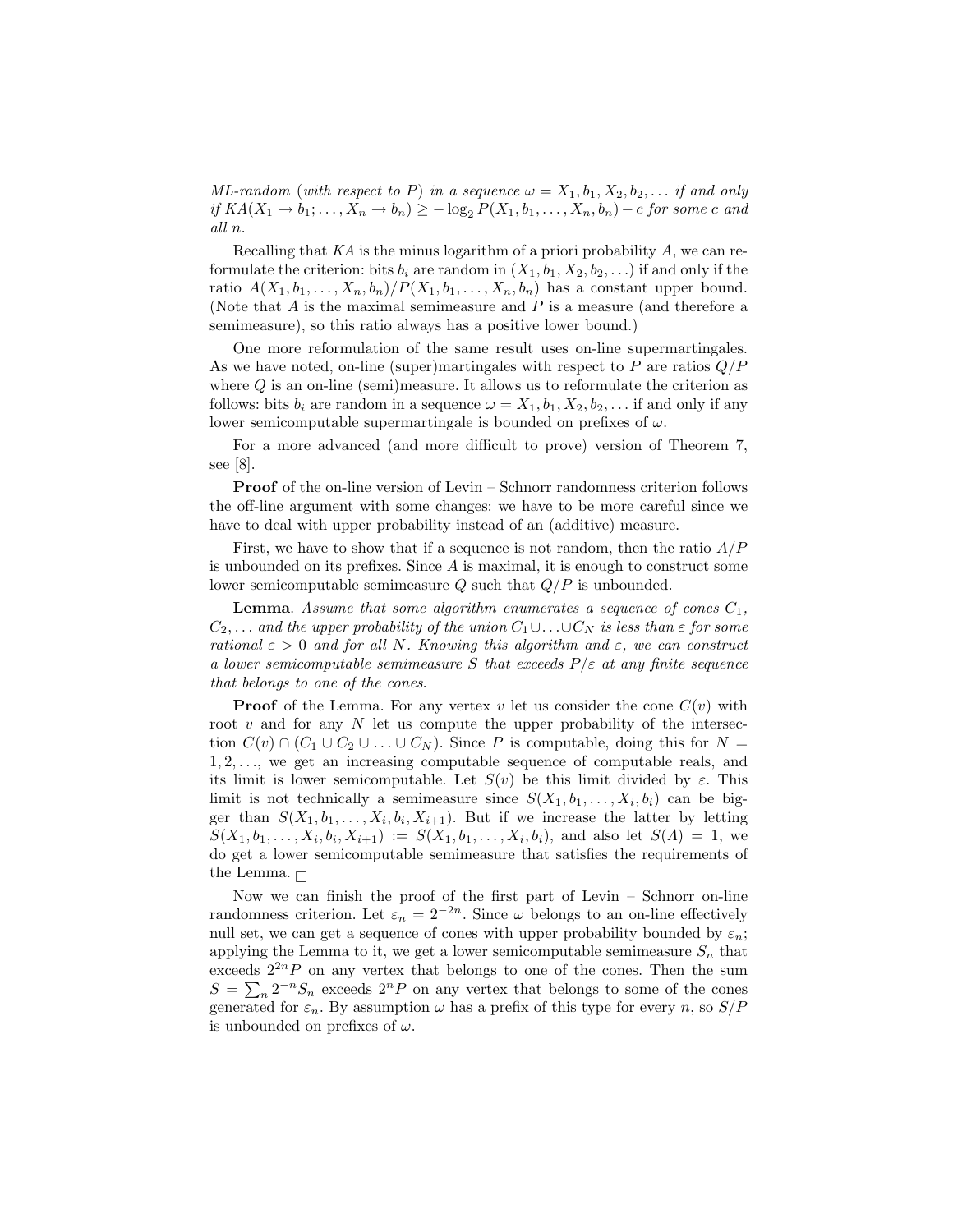*ML-random* (*with respect to* $P$) *in a sequence* $\omega = X_1, b_1, X_2, b_2, \ldots$ *if and only if* $KA(X_1 \to b_1; \ldots, X_n \to b_n) \geq -\log_2 P(X_1, b_1, \ldots, X_n, b_n) - c$ *for some* $c$ *and all* $n$.

Recalling that $KA$ is the minus logarithm of a priori probability $A$, we can reformulate the criterion: bits $b_i$ are random in $(X_1, b_1, X_2, b_2, \ldots)$ if and only if the ratio $A(X_1, b_1, \ldots, X_n, b_n)/P(X_1, b_1, \ldots, X_n, b_n)$ has a constant upper bound. (Note that $A$ is the maximal semimeasure and $P$ is a measure (and therefore a semimeasure), so this ratio always has a positive lower bound.)

One more reformulation of the same result uses on-line supermartingales. As we have noted, on-line (super)martingales with respect to $P$ are ratios $Q/P$ where $Q$ is an on-line (semi)measure. It allows us to reformulate the criterion as follows: bits $b_i$ are random in a sequence $\omega = X_1, b_1, X_2, b_2, \ldots$ if and only if any lower semicomputable supermartingale is bounded on prefixes of $\omega$.

For a more advanced (and more difficult to prove) version of Theorem 7, see [8].

**Proof** of the on-line version of Levin – Schnorr randomness criterion follows the off-line argument with some changes: we have to be more careful since we have to deal with upper probability instead of an (additive) measure.

First, we have to show that if a sequence is not random, then the ratio $A/P$ is unbounded on its prefixes. Since $A$ is maximal, it is enough to construct some lower semicomputable semimeasure $Q$ such that $Q/P$ is unbounded.

**Lemma**. *Assume that some algorithm enumerates a sequence of cones* $C_1$, $C_2, \ldots$ *and the upper probability of the union* $C_1 \cup \ldots \cup C_N$ *is less than* $\varepsilon$ *for some rational* $\varepsilon > 0$ *and for all* $N$. *Knowing this algorithm and* $\varepsilon$, *we can construct a lower semicomputable semimeasure* $S$ *that exceeds* $P/\varepsilon$ *at any finite sequence that belongs to one of the cones.*

**Proof** of the Lemma. For any vertex $v$ let us consider the cone $C(v)$ with root $v$ and for any $N$ let us compute the upper probability of the intersection $C(v) \cap (C_1 \cup C_2 \cup \ldots \cup C_N)$. Since $P$ is computable, doing this for $N = 1, 2, \ldots$, we get an increasing computable sequence of computable reals, and its limit is lower semicomputable. Let $S(v)$ be this limit divided by $\varepsilon$. This limit is not technically a semimeasure since $S(X_1, b_1, \ldots, X_i, b_i)$ can be bigger than $S(X_1, b_1, \ldots, X_i, b_i, X_{i+1})$. But if we increase the latter by letting $S(X_1, b_1, \ldots, X_i, b_i, X_{i+1}) := S(X_1, b_1, \ldots, X_i, b_i)$, and also let $S(\Lambda) = 1$, we do get a lower semicomputable semimeasure that satisfies the requirements of the Lemma. $\square$

Now we can finish the proof of the first part of Levin – Schnorr on-line randomness criterion. Let $\varepsilon_n = 2^{-2n}$. Since $\omega$ belongs to an on-line effectively null set, we can get a sequence of cones with upper probability bounded by $\varepsilon_n$; applying the Lemma to it, we get a lower semicomputable semimeasure $S_n$ that exceeds $2^{2n}P$ on any vertex that belongs to one of the cones. Then the sum $S = \sum_n 2^{-n} S_n$ exceeds $2^n P$ on any vertex that belongs to some of the cones generated for $\varepsilon_n$. By assumption $\omega$ has a prefix of this type for every $n$, so $S/P$ is unbounded on prefixes of $\omega$.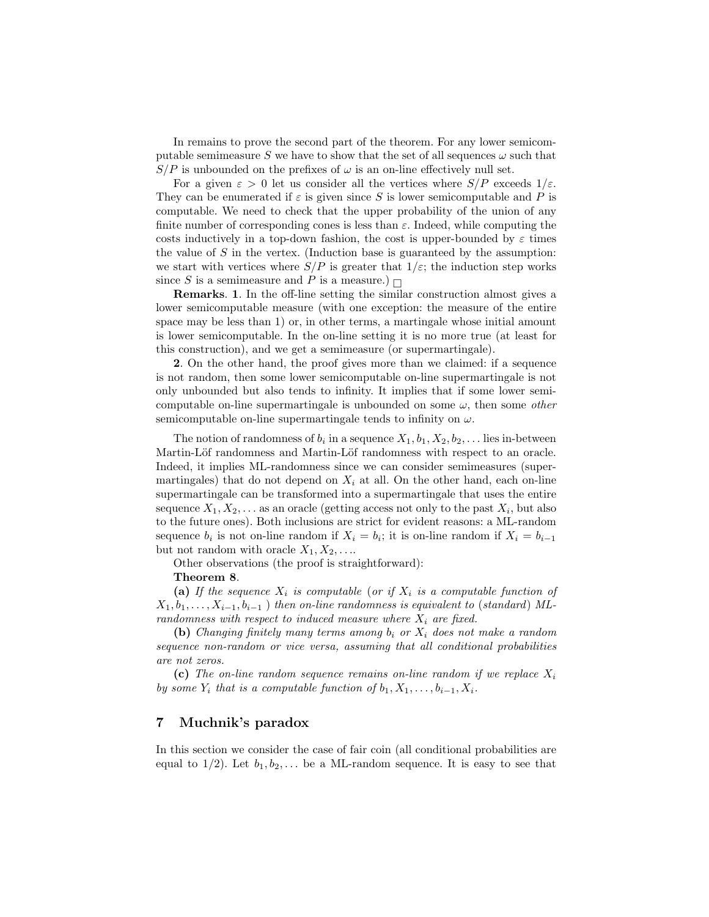In remains to prove the second part of the theorem. For any lower semicomputable semimeasure $S$ we have to show that the set of all sequences $\omega$ such that $S/P$ is unbounded on the prefixes of $\omega$ is an on-line effectively null set.

For a given $\varepsilon > 0$ let us consider all the vertices where $S/P$ exceeds $1/\varepsilon$. They can be enumerated if $\varepsilon$ is given since $S$ is lower semicomputable and $P$ is computable. We need to check that the upper probability of the union of any finite number of corresponding cones is less than $\varepsilon$. Indeed, while computing the costs inductively in a top-down fashion, the cost is upper-bounded by $\varepsilon$ times the value of $S$ in the vertex. (Induction base is guaranteed by the assumption: we start with vertices where $S/P$ is greater that $1/\varepsilon$; the induction step works since $S$ is a semimeasure and $P$ is a measure.) □

**Remarks**. **1**. In the off-line setting the similar construction almost gives a lower semicomputable measure (with one exception: the measure of the entire space may be less than 1) or, in other terms, a martingale whose initial amount is lower semicomputable. In the on-line setting it is no more true (at least for this construction), and we get a semimeasure (or supermartingale).

**2**. On the other hand, the proof gives more than we claimed: if a sequence is not random, then some lower semicomputable on-line supermartingale is not only unbounded but also tends to infinity. It implies that if some lower semicomputable on-line supermartingale is unbounded on some $\omega$, then some *other* semicomputable on-line supermartingale tends to infinity on $\omega$.

The notion of randomness of $b_i$ in a sequence $X_1, b_1, X_2, b_2, \ldots$ lies in-between Martin-Löf randomness and Martin-Löf randomness with respect to an oracle. Indeed, it implies ML-randomness since we can consider semimeasures (supermartingales) that do not depend on $X_i$ at all. On the other hand, each on-line supermartingale can be transformed into a supermartingale that uses the entire sequence $X_1, X_2, \ldots$ as an oracle (getting access not only to the past $X_i$, but also to the future ones). Both inclusions are strict for evident reasons: a ML-random sequence $b_i$ is not on-line random if $X_i = b_i$; it is on-line random if $X_i = b_{i-1}$ but not random with oracle $X_1, X_2, \ldots$.

Other observations (the proof is straightforward):

**Theorem 8**.

**(a)** *If the sequence $X_i$ is computable (or if $X_i$ is a computable function of $X_1, b_1, \ldots, X_{i-1}, b_{i-1}$ ) then on-line randomness is equivalent to (standard) ML-randomness with respect to induced measure where $X_i$ are fixed.*

**(b)** *Changing finitely many terms among $b_i$ or $X_i$ does not make a random sequence non-random or vice versa, assuming that all conditional probabilities are not zeros.*

**(c)** *The on-line random sequence remains on-line random if we replace $X_i$ by some $Y_i$ that is a computable function of $b_1, X_1, \ldots, b_{i-1}, X_i$.*

## 7 Muchnik's paradox

In this section we consider the case of fair coin (all conditional probabilities are equal to 1/2). Let $b_1, b_2, \ldots$ be a ML-random sequence. It is easy to see that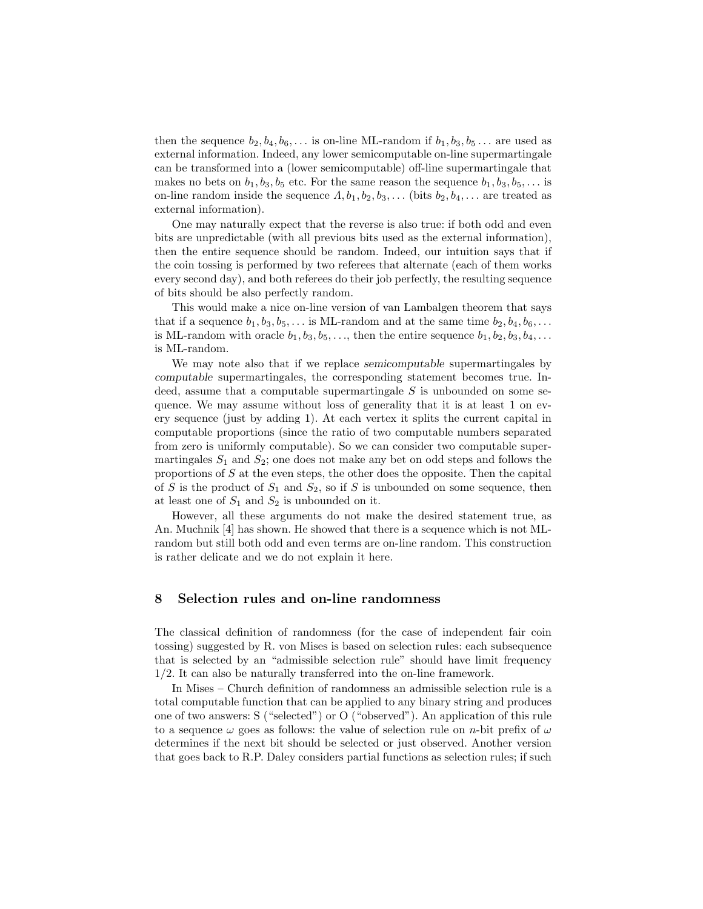then the sequence $b_2, b_4, b_6, \ldots$ is on-line ML-random if $b_1, b_3, b_5 \ldots$ are used as external information. Indeed, any lower semicomputable on-line supermartingale can be transformed into a (lower semicomputable) off-line supermartingale that makes no bets on $b_1, b_3, b_5$ etc. For the same reason the sequence $b_1, b_3, b_5, \ldots$ is on-line random inside the sequence $\Lambda, b_1, b_2, b_3, \ldots$ (bits $b_2, b_4, \ldots$ are treated as external information).

One may naturally expect that the reverse is also true: if both odd and even bits are unpredictable (with all previous bits used as the external information), then the entire sequence should be random. Indeed, our intuition says that if the coin tossing is performed by two referees that alternate (each of them works every second day), and both referees do their job perfectly, the resulting sequence of bits should be also perfectly random.

This would make a nice on-line version of van Lambalgen theorem that says that if a sequence $b_1, b_3, b_5, \ldots$ is ML-random and at the same time $b_2, b_4, b_6, \ldots$ is ML-random with oracle $b_1, b_3, b_5, \ldots$, then the entire sequence $b_1, b_2, b_3, b_4, \ldots$ is ML-random.

We may note also that if we replace *semicomputable* supermartingales by *computable* supermartingales, the corresponding statement becomes true. Indeed, assume that a computable supermartingale $S$ is unbounded on some sequence. We may assume without loss of generality that it is at least 1 on every sequence (just by adding 1). At each vertex it splits the current capital in computable proportions (since the ratio of two computable numbers separated from zero is uniformly computable). So we can consider two computable supermartingales $S_1$ and $S_2$; one does not make any bet on odd steps and follows the proportions of $S$ at the even steps, the other does the opposite. Then the capital of $S$ is the product of $S_1$ and $S_2$, so if $S$ is unbounded on some sequence, then at least one of $S_1$ and $S_2$ is unbounded on it.

However, all these arguments do not make the desired statement true, as An. Muchnik [4] has shown. He showed that there is a sequence which is not ML-random but still both odd and even terms are on-line random. This construction is rather delicate and we do not explain it here.

## 8 Selection rules and on-line randomness

The classical definition of randomness (for the case of independent fair coin tossing) suggested by R. von Mises is based on selection rules: each subsequence that is selected by an "admissible selection rule" should have limit frequency 1/2. It can also be naturally transferred into the on-line framework.

In Mises – Church definition of randomness an admissible selection rule is a total computable function that can be applied to any binary string and produces one of two answers: S ("selected") or O ("observed"). An application of this rule to a sequence $\omega$ goes as follows: the value of selection rule on $n$-bit prefix of $\omega$ determines if the next bit should be selected or just observed. Another version that goes back to R.P. Daley considers partial functions as selection rules; if such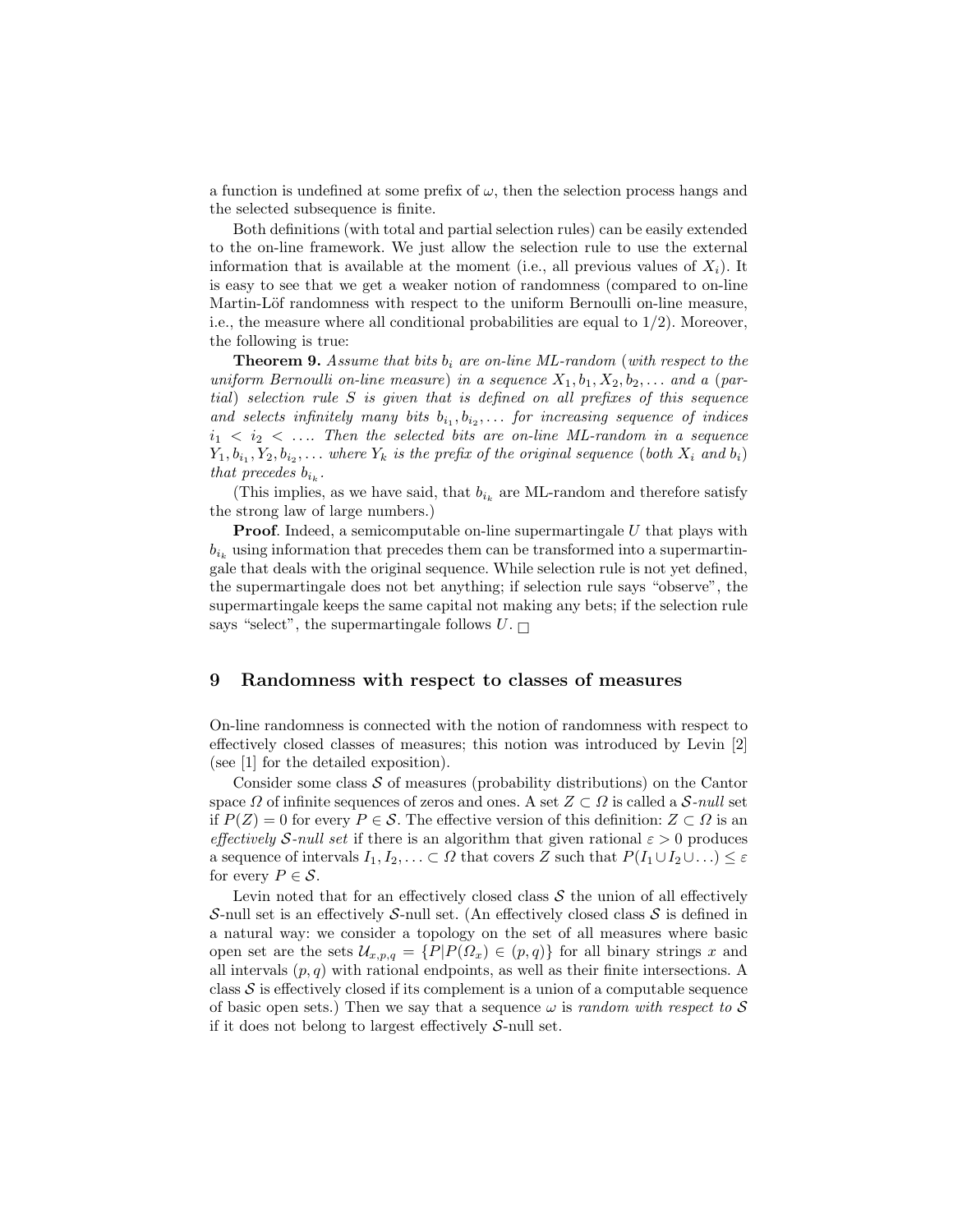a function is undefined at some prefix of $\omega$, then the selection process hangs and the selected subsequence is finite.

Both definitions (with total and partial selection rules) can be easily extended to the on-line framework. We just allow the selection rule to use the external information that is available at the moment (i.e., all previous values of $X_i$). It is easy to see that we get a weaker notion of randomness (compared to on-line Martin-Löf randomness with respect to the uniform Bernoulli on-line measure, i.e., the measure where all conditional probabilities are equal to $1/2$). Moreover, the following is true:

**Theorem 9.** *Assume that bits $b_i$ are on-line ML-random (with respect to the uniform Bernoulli on-line measure) in a sequence $X_1, b_1, X_2, b_2, \ldots$ and a (partial) selection rule $S$ is given that is defined on all prefixes of this sequence and selects infinitely many bits $b_{i_1}, b_{i_2}, \ldots$ for increasing sequence of indices $i_1 < i_2 < \ldots$. Then the selected bits are on-line ML-random in a sequence $Y_1, b_{i_1}, Y_2, b_{i_2}, \ldots$ where $Y_k$ is the prefix of the original sequence (both $X_i$ and $b_i$) that precedes $b_{i_k}$.*

(This implies, as we have said, that $b_{i_k}$ are ML-random and therefore satisfy the strong law of large numbers.)

**Proof**. Indeed, a semicomputable on-line supermartingale $U$ that plays with $b_{i_k}$ using information that precedes them can be transformed into a supermartingale that deals with the original sequence. While selection rule is not yet defined, the supermartingale does not bet anything; if selection rule says "observe", the supermartingale keeps the same capital not making any bets; if the selection rule says "select", the supermartingale follows $U$. □

## 9 Randomness with respect to classes of measures

On-line randomness is connected with the notion of randomness with respect to effectively closed classes of measures; this notion was introduced by Levin [2] (see [1] for the detailed exposition).

Consider some class $\mathcal{S}$ of measures (probability distributions) on the Cantor space $\Omega$ of infinite sequences of zeros and ones. A set $Z \subset \Omega$ is called a *$\mathcal{S}$-null* set if $P(Z) = 0$ for every $P \in \mathcal{S}$. The effective version of this definition: $Z \subset \Omega$ is an *effectively $\mathcal{S}$-null set* if there is an algorithm that given rational $\varepsilon > 0$ produces a sequence of intervals $I_1, I_2, \ldots \subset \Omega$ that covers $Z$ such that $P(I_1 \cup I_2 \cup \ldots) \leq \varepsilon$ for every $P \in \mathcal{S}$.

Levin noted that for an effectively closed class $\mathcal{S}$ the union of all effectively $\mathcal{S}$-null set is an effectively $\mathcal{S}$-null set. (An effectively closed class $\mathcal{S}$ is defined in a natural way: we consider a topology on the set of all measures where basic open set are the sets $\mathcal{U}_{x,p,q} = \{P | P(\Omega_x) \in (p, q)\}$ for all binary strings $x$ and all intervals $(p, q)$ with rational endpoints, as well as their finite intersections. A class $\mathcal{S}$ is effectively closed if its complement is a union of a computable sequence of basic open sets.) Then we say that a sequence $\omega$ is *random with respect to $\mathcal{S}$* if it does not belong to largest effectively $\mathcal{S}$-null set.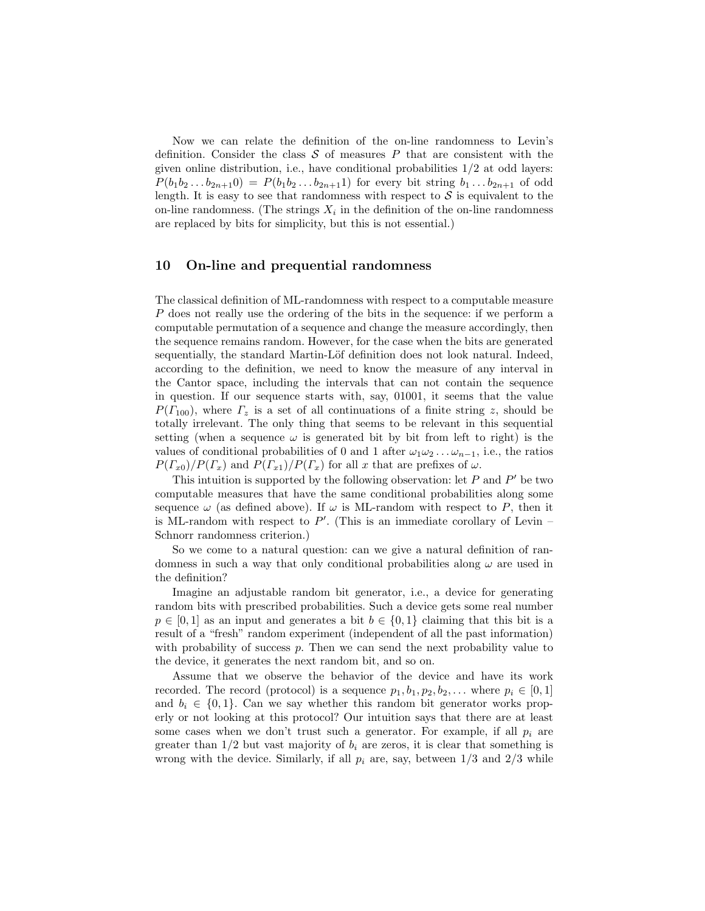Now we can relate the definition of the on-line randomness to Levin's definition. Consider the class $\mathcal{S}$ of measures $P$ that are consistent with the given online distribution, i.e., have conditional probabilities 1/2 at odd layers: $P(b_1 b_2 \dots b_{2n+1}0) = P(b_1 b_2 \dots b_{2n+1}1)$ for every bit string $b_1 \dots b_{2n+1}$ of odd length. It is easy to see that randomness with respect to $\mathcal{S}$ is equivalent to the on-line randomness. (The strings $X_i$ in the definition of the on-line randomness are replaced by bits for simplicity, but this is not essential.)

## 10 On-line and prequential randomness

The classical definition of ML-randomness with respect to a computable measure $P$ does not really use the ordering of the bits in the sequence: if we perform a computable permutation of a sequence and change the measure accordingly, then the sequence remains random. However, for the case when the bits are generated sequentially, the standard Martin-Löf definition does not look natural. Indeed, according to the definition, we need to know the measure of any interval in the Cantor space, including the intervals that can not contain the sequence in question. If our sequence starts with, say, 01001, it seems that the value $P(\Gamma_{100})$, where $\Gamma_z$ is a set of all continuations of a finite string $z$, should be totally irrelevant. The only thing that seems to be relevant in this sequential setting (when a sequence $\omega$ is generated bit by bit from left to right) is the values of conditional probabilities of 0 and 1 after $\omega_1 \omega_2 \dots \omega_{n-1}$, i.e., the ratios $P(\Gamma_{x0})/P(\Gamma_x)$ and $P(\Gamma_{x1})/P(\Gamma_x)$ for all $x$ that are prefixes of $\omega$.

This intuition is supported by the following observation: let $P$ and $P'$ be two computable measures that have the same conditional probabilities along some sequence $\omega$ (as defined above). If $\omega$ is ML-random with respect to $P$, then it is ML-random with respect to $P'$. (This is an immediate corollary of Levin – Schnorr randomness criterion.)

So we come to a natural question: can we give a natural definition of randomness in such a way that only conditional probabilities along $\omega$ are used in the definition?

Imagine an adjustable random bit generator, i.e., a device for generating random bits with prescribed probabilities. Such a device gets some real number $p \in [0, 1]$ as an input and generates a bit $b \in \{0, 1\}$ claiming that this bit is a result of a "fresh" random experiment (independent of all the past information) with probability of success $p$. Then we can send the next probability value to the device, it generates the next random bit, and so on.

Assume that we observe the behavior of the device and have its work recorded. The record (protocol) is a sequence $p_1, b_1, p_2, b_2, \dots$ where $p_i \in [0, 1]$ and $b_i \in \{0, 1\}$. Can we say whether this random bit generator works properly or not looking at this protocol? Our intuition says that there are at least some cases when we don't trust such a generator. For example, if all $p_i$ are greater than 1/2 but vast majority of $b_i$ are zeros, it is clear that something is wrong with the device. Similarly, if all $p_i$ are, say, between 1/3 and 2/3 while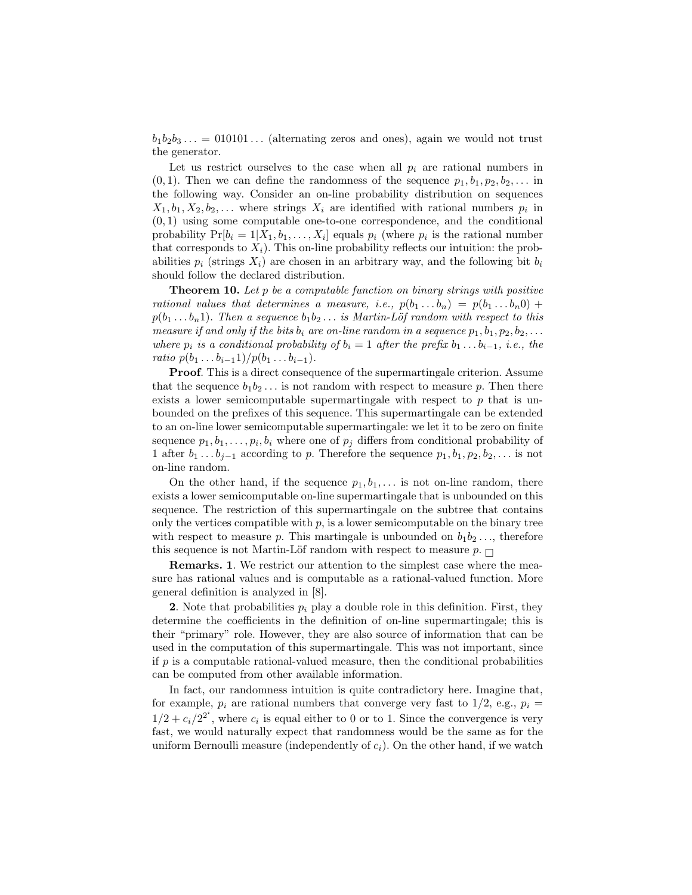$b_1b_2b_3\ldots = 010101\ldots$ (alternating zeros and ones), again we would not trust the generator.

Let us restrict ourselves to the case when all $p_i$ are rational numbers in $(0,1)$. Then we can define the randomness of the sequence $p_1, b_1, p_2, b_2, \ldots$ in the following way. Consider an on-line probability distribution on sequences $X_1, b_1, X_2, b_2, \ldots$ where strings $X_i$ are identified with rational numbers $p_i$ in $(0,1)$ using some computable one-to-one correspondence, and the conditional probability $\Pr[b_i = 1 | X_1, b_1, \ldots, X_i]$ equals $p_i$ (where $p_i$ is the rational number that corresponds to $X_i$). This on-line probability reflects our intuition: the probabilities $p_i$ (strings $X_i$) are chosen in an arbitrary way, and the following bit $b_i$ should follow the declared distribution.

**Theorem 10.** *Let $p$ be a computable function on binary strings with positive rational values that determines a measure, i.e., $p(b_1 \ldots b_n) = p(b_1 \ldots b_n 0) + p(b_1 \ldots b_n 1)$. Then a sequence $b_1 b_2 \ldots$ is Martin-Löf random with respect to this measure if and only if the bits $b_i$ are on-line random in a sequence $p_1, b_1, p_2, b_2, \ldots$ where $p_i$ is a conditional probability of $b_i = 1$ after the prefix $b_1 \ldots b_{i-1}$, i.e., the ratio $p(b_1 \ldots b_{i-1} 1)/p(b_1 \ldots b_{i-1})$.*

**Proof**. This is a direct consequence of the supermartingale criterion. Assume that the sequence $b_1 b_2 \ldots$ is not random with respect to measure $p$. Then there exists a lower semicomputable supermartingale with respect to $p$ that is unbounded on the prefixes of this sequence. This supermartingale can be extended to an on-line lower semicomputable supermartingale: we let it to be zero on finite sequence $p_1, b_1, \ldots, p_i, b_i$ where one of $p_j$ differs from conditional probability of 1 after $b_1 \ldots b_{j-1}$ according to $p$. Therefore the sequence $p_1, b_1, p_2, b_2, \ldots$ is not on-line random.

On the other hand, if the sequence $p_1, b_1, \ldots$ is not on-line random, there exists a lower semicomputable on-line supermartingale that is unbounded on this sequence. The restriction of this supermartingale on the subtree that contains only the vertices compatible with $p$, is a lower semicomputable on the binary tree with respect to measure $p$. This martingale is unbounded on $b_1 b_2 \ldots$, therefore this sequence is not Martin-Löf random with respect to measure $p$. □

**Remarks. 1**. We restrict our attention to the simplest case where the measure has rational values and is computable as a rational-valued function. More general definition is analyzed in [8].

**2**. Note that probabilities $p_i$ play a double role in this definition. First, they determine the coefficients in the definition of on-line supermartingale; this is their "primary" role. However, they are also source of information that can be used in the computation of this supermartingale. This was not important, since if $p$ is a computable rational-valued measure, then the conditional probabilities can be computed from other available information.

In fact, our randomness intuition is quite contradictory here. Imagine that, for example, $p_i$ are rational numbers that converge very fast to 1/2, e.g., $p_i = 1/2 + c_i/2^{2^i}$, where $c_i$ is equal either to 0 or to 1. Since the convergence is very fast, we would naturally expect that randomness would be the same as for the uniform Bernoulli measure (independently of $c_i$). On the other hand, if we watch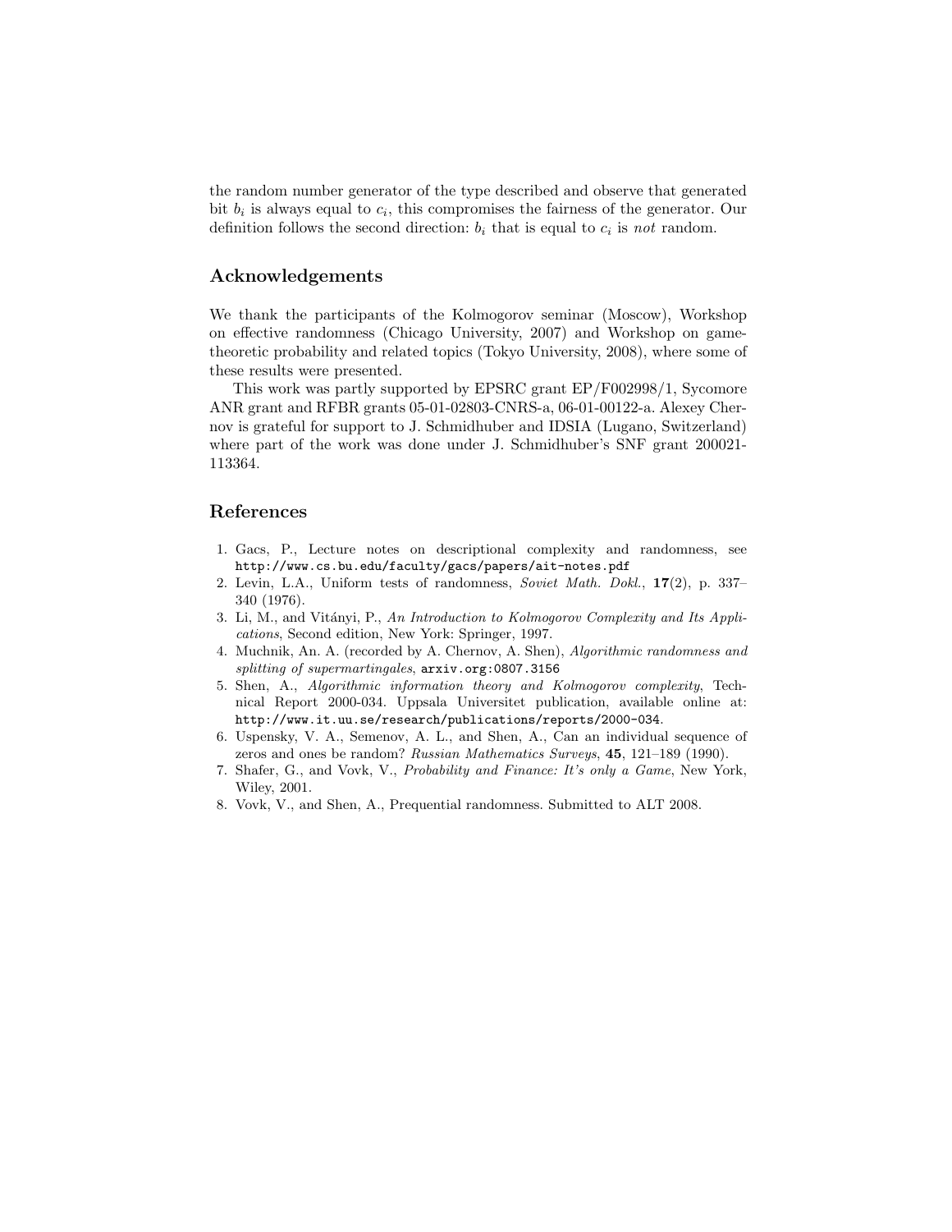the random number generator of the type described and observe that generated bit $b_i$ is always equal to $c_i$, this compromises the fairness of the generator. Our definition follows the second direction: $b_i$ that is equal to $c_i$ is *not* random.

## Acknowledgements

We thank the participants of the Kolmogorov seminar (Moscow), Workshop on effective randomness (Chicago University, 2007) and Workshop on game-theoretic probability and related topics (Tokyo University, 2008), where some of these results were presented.

This work was partly supported by EPSRC grant EP/F002998/1, Sycomore ANR grant and RFBR grants 05-01-02803-CNRS-a, 06-01-00122-a. Alexey Chernov is grateful for support to J. Schmidhuber and IDSIA (Lugano, Switzerland) where part of the work was done under J. Schmidhuber's SNF grant 200021-113364.

## References

1. Gacs, P., Lecture notes on descriptional complexity and randomness, see `http://www.cs.bu.edu/faculty/gacs/papers/ait-notes.pdf`
2. Levin, L.A., Uniform tests of randomness, *Soviet Math. Dokl.*, **17**(2), p. 337–340 (1976).
3. Li, M., and Vitányi, P., *An Introduction to Kolmogorov Complexity and Its Applications*, Second edition, New York: Springer, 1997.
4. Muchnik, An. A. (recorded by A. Chernov, A. Shen), *Algorithmic randomness and splitting of supermartingales*, `arxiv.org:0807.3156`
5. Shen, A., *Algorithmic information theory and Kolmogorov complexity*, Technical Report 2000-034. Uppsala Universitet publication, available online at: `http://www.it.uu.se/research/publications/reports/2000-034`.
6. Uspensky, V. A., Semenov, A. L., and Shen, A., Can an individual sequence of zeros and ones be random? *Russian Mathematics Surveys*, **45**, 121–189 (1990).
7. Shafer, G., and Vovk, V., *Probability and Finance: It's only a Game*, New York, Wiley, 2001.
8. Vovk, V., and Shen, A., Prequential randomness. Submitted to ALT 2008.